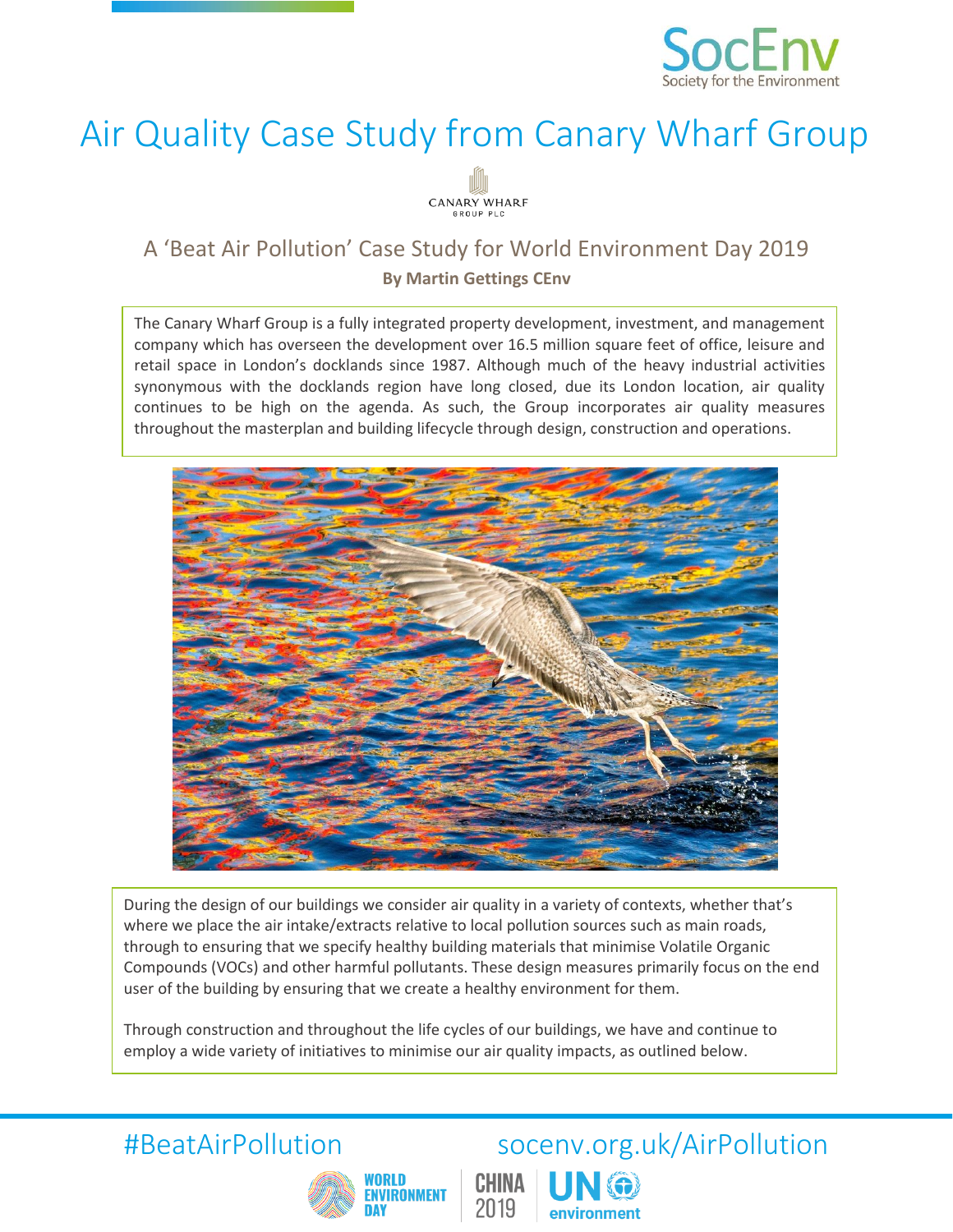# Air Quality Case Study from Canary Wharf Group

## A 'Beat Air Pollution' Case Study for World Environment Day 2019

**By Martin Gettings CEnv**

The Canary Wharf Group is a fully integrated property development, investment, and management company which has overseen the development over 16.5 million square feet of office, leisure and retail space in London's docklands since 1987. Although much of the heavy industrial activities synonymous with the docklands region have long closed, due its London location, air quality continues to be high on the agenda. As such, the Group incorporates air quality measures throughout the masterplan and building lifecycle through design, construction and operations.

During the design of our buildings we consider air quality in a variety of contexts, whether that's where we place the air intake/extracts relative to local pollution sources such as main roads, through to ensuring that we specify healthy building materials that minimise Volatile Organic Compounds (VOCs) and other harmful pollutants. These design measures primarily focus on the end user of the building by ensuring that we create a healthy environment for them.

Through construction and throughout the life cycles of our buildings, we have and continue to employ a wide variety of initiatives to minimise our air quality impacts, as outlined below.

#BeatAirPollution socenv.org.uk/AirPollution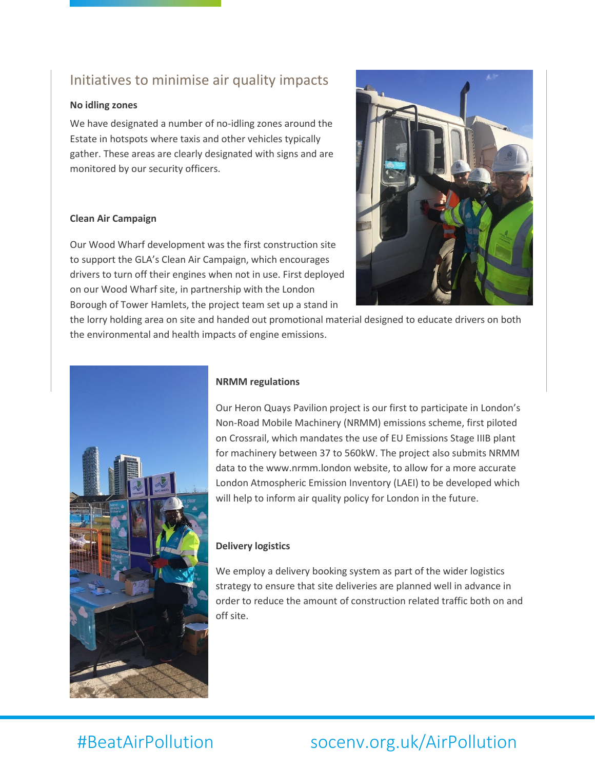## Initiatives to minimise air quality impacts

**No idling zones**

We have designated a number of no-idling zones around the Estate in hotspots where taxis and other vehicles typically gather. These areas are clearly designated with signs and are monitored by our security officers.

**Clean Air Campaign**

Our Wood Wharf development was the first construction site to support the GLA's Clean Air Campaign, which encourages drivers to turn off their engines when not in use. First deployed on our Wood Wharf site, in partnership with the London Borough of Tower Hamlets, the project team set up a stand in the lorry holding area on site and handed out promotional material designed to educate drivers on both the environmental and health impacts of engine emissions.

**NRMM regulations**

Our Heron Quays Pavilion project is our first to participate in London's Non-Road Mobile Machinery (NRMM) emissions scheme, first piloted on Crossrail, which mandates the use of EU Emissions Stage IIIB plant for machinery between 37 to 560kW. The project also submits NRMM data to the www.nrmm.london website, to allow for a more accurate London Atmospheric Emission Inventory (LAEI) to be developed which will help to inform air quality policy for London in the future.

**Delivery logistics**

We employ a delivery booking system as part of the wider logistics strategy to ensure that site deliveries are planned well in advance in order to reduce the amount of construction related traffic both on and off site.

#BeatAirPollution socenv.org.uk/AirPollution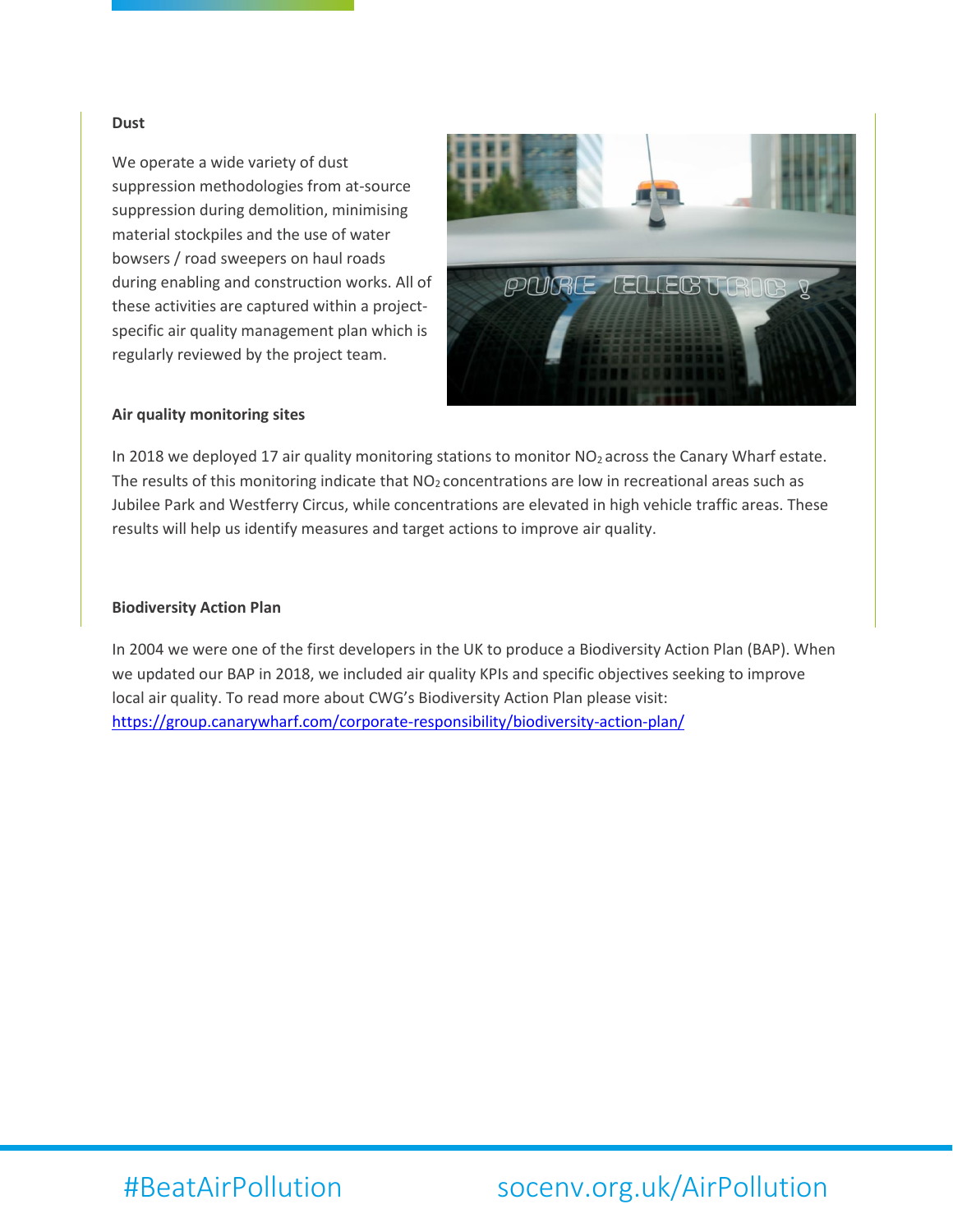### Dust

We operate a wide variety of dust suppression methodologies from at-source suppression during demolition, minimising material stockpiles and the use of water bowsers / road sweepers on haul roads during enabling and construction works. All of these activities are captured within a project-specific air quality management plan which is regularly reviewed by the project team.

### Air quality monitoring sites

In 2018 we deployed 17 air quality monitoring stations to monitor $NO_2$ across the Canary Wharf estate. The results of this monitoring indicate that $NO_2$ concentrations are low in recreational areas such as Jubilee Park and Westferry Circus, while concentrations are elevated in high vehicle traffic areas. These results will help us identify measures and target actions to improve air quality.

### Biodiversity Action Plan

In 2004 we were one of the first developers in the UK to produce a Biodiversity Action Plan (BAP). When we updated our BAP in 2018, we included air quality KPIs and specific objectives seeking to improve local air quality. To read more about CWG's Biodiversity Action Plan please visit: https://group.canarywharf.com/corporate-responsibility/biodiversity-action-plan/

#BeatAirPollution socenv.org.uk/AirPollution